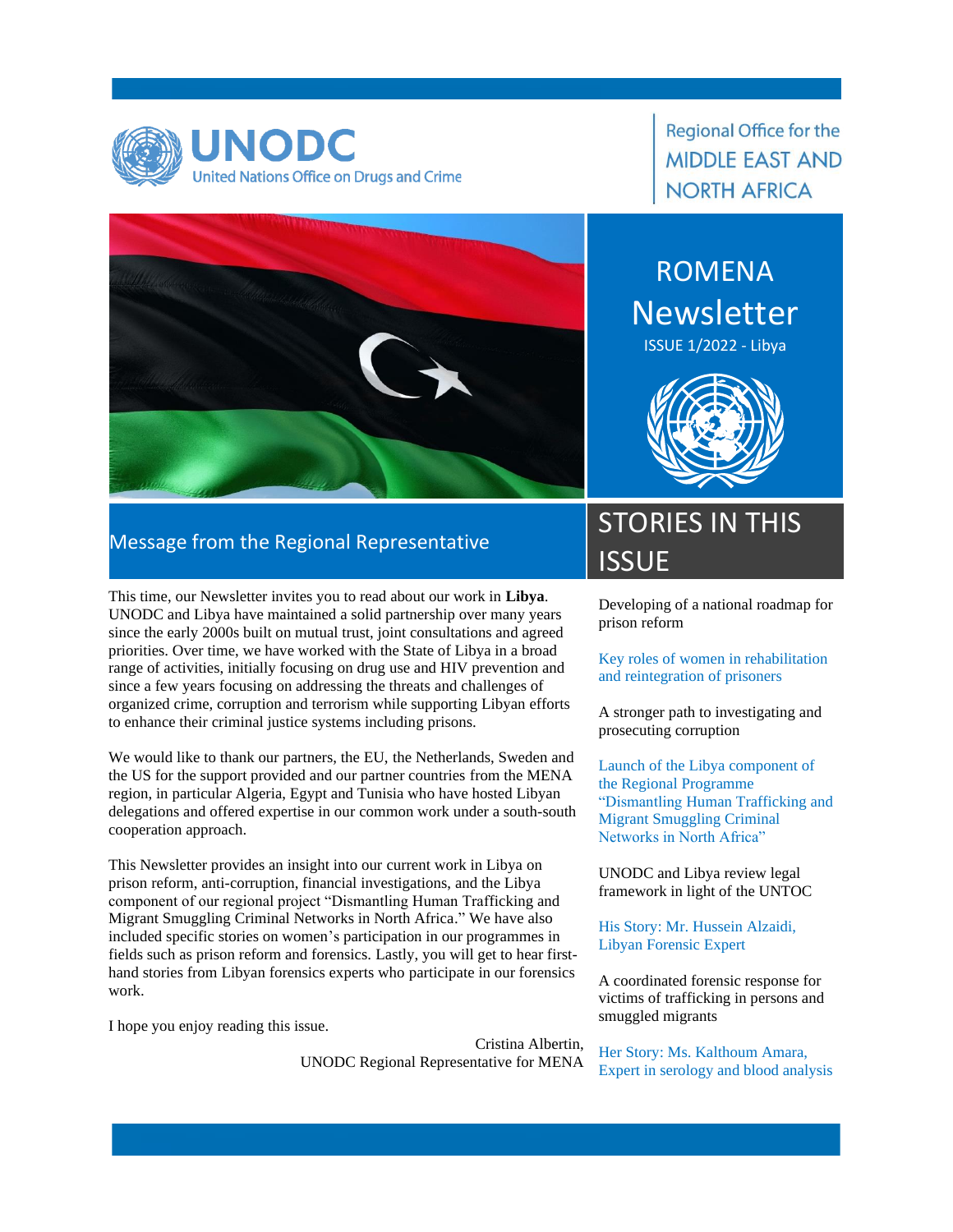UNODC
United Nations Office on Drugs and Crime

Regional Office for the MIDDLE EAST AND NORTH AFRICA

# ROMENA Newsletter

ISSUE 1/2022 - Libya

## Message from the Regional Representative

This time, our Newsletter invites you to read about our work in **Libya**. UNODC and Libya have maintained a solid partnership over many years since the early 2000s built on mutual trust, joint consultations and agreed priorities. Over time, we have worked with the State of Libya in a broad range of activities, initially focusing on drug use and HIV prevention and since a few years focusing on addressing the threats and challenges of organized crime, corruption and terrorism while supporting Libyan efforts to enhance their criminal justice systems including prisons.

We would like to thank our partners, the EU, the Netherlands, Sweden and the US for the support provided and our partner countries from the MENA region, in particular Algeria, Egypt and Tunisia who have hosted Libyan delegations and offered expertise in our common work under a south-south cooperation approach.

This Newsletter provides an insight into our current work in Libya on prison reform, anti-corruption, financial investigations, and the Libya component of our regional project "Dismantling Human Trafficking and Migrant Smuggling Criminal Networks in North Africa." We have also included specific stories on women's participation in our programmes in fields such as prison reform and forensics. Lastly, you will get to hear first-hand stories from Libyan forensics experts who participate in our forensics work.

I hope you enjoy reading this issue.

Cristina Albertin,
UNODC Regional Representative for MENA

## STORIES IN THIS ISSUE

Developing of a national roadmap for prison reform

Key roles of women in rehabilitation and reintegration of prisoners

A stronger path to investigating and prosecuting corruption

Launch of the Libya component of the Regional Programme "Dismantling Human Trafficking and Migrant Smuggling Criminal Networks in North Africa"

UNODC and Libya review legal framework in light of the UNTOC

His Story: Mr. Hussein Alzaidi, Libyan Forensic Expert

A coordinated forensic response for victims of trafficking in persons and smuggled migrants

Her Story: Ms. Kalthoum Amara, Expert in serology and blood analysis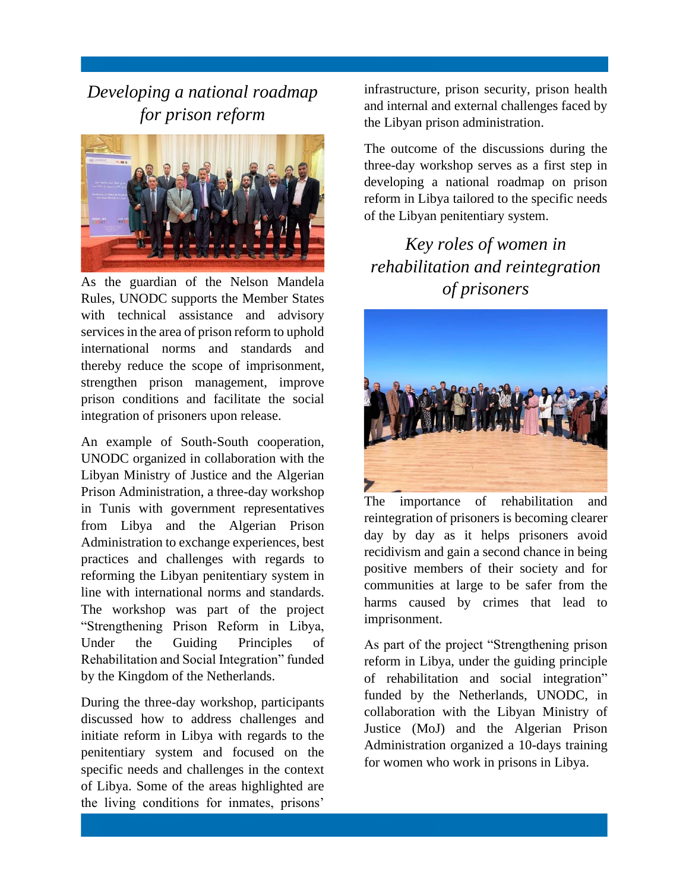## *Developing a national roadmap for prison reform*

As the guardian of the Nelson Mandela Rules, UNODC supports the Member States with technical assistance and advisory services in the area of prison reform to uphold international norms and standards and thereby reduce the scope of imprisonment, strengthen prison management, improve prison conditions and facilitate the social integration of prisoners upon release.

An example of South-South cooperation, UNODC organized in collaboration with the Libyan Ministry of Justice and the Algerian Prison Administration, a three-day workshop in Tunis with government representatives from Libya and the Algerian Prison Administration to exchange experiences, best practices and challenges with regards to reforming the Libyan penitentiary system in line with international norms and standards. The workshop was part of the project "Strengthening Prison Reform in Libya, Under the Guiding Principles of Rehabilitation and Social Integration" funded by the Kingdom of the Netherlands.

During the three-day workshop, participants discussed how to address challenges and initiate reform in Libya with regards to the penitentiary system and focused on the specific needs and challenges in the context of Libya. Some of the areas highlighted are the living conditions for inmates, prisons' infrastructure, prison security, prison health and internal and external challenges faced by the Libyan prison administration.

The outcome of the discussions during the three-day workshop serves as a first step in developing a national roadmap on prison reform in Libya tailored to the specific needs of the Libyan penitentiary system.

## *Key roles of women in rehabilitation and reintegration of prisoners*

The importance of rehabilitation and reintegration of prisoners is becoming clearer day by day as it helps prisoners avoid recidivism and gain a second chance in being positive members of their society and for communities at large to be safer from the harms caused by crimes that lead to imprisonment.

As part of the project "Strengthening prison reform in Libya, under the guiding principle of rehabilitation and social integration" funded by the Netherlands, UNODC, in collaboration with the Libyan Ministry of Justice (MoJ) and the Algerian Prison Administration organized a 10-days training for women who work in prisons in Libya.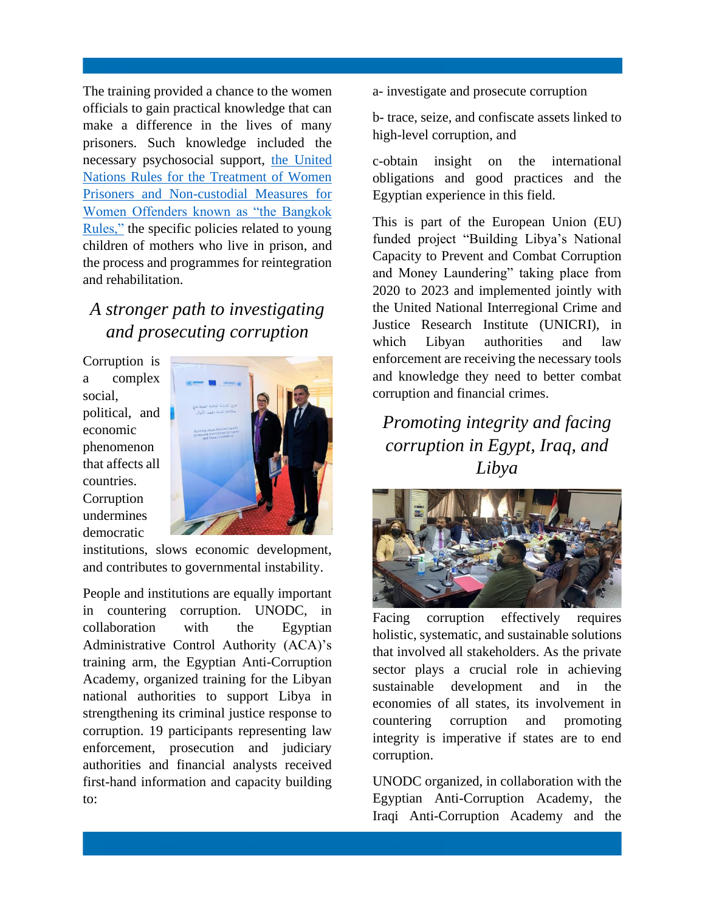The training provided a chance to the women officials to gain practical knowledge that can make a difference in the lives of many prisoners. Such knowledge included the necessary psychosocial support, [the United Nations Rules for the Treatment of Women Prisoners and Non-custodial Measures for Women Offenders known as "the Bangkok Rules,"]() the specific policies related to young children of mothers who live in prison, and the process and programmes for reintegration and rehabilitation.

## *A stronger path to investigating and prosecuting corruption*

Corruption is a complex social, political, and economic phenomenon that affects all countries. Corruption undermines democratic institutions, slows economic development, and contributes to governmental instability.

People and institutions are equally important in countering corruption. UNODC, in collaboration with the Egyptian Administrative Control Authority (ACA)'s training arm, the Egyptian Anti-Corruption Academy, organized training for the Libyan national authorities to support Libya in strengthening its criminal justice response to corruption. 19 participants representing law enforcement, prosecution and judiciary authorities and financial analysts received first-hand information and capacity building to:

a- investigate and prosecute corruption

b- trace, seize, and confiscate assets linked to high-level corruption, and

c-obtain insight on the international obligations and good practices and the Egyptian experience in this field.

This is part of the European Union (EU) funded project "Building Libya's National Capacity to Prevent and Combat Corruption and Money Laundering" taking place from 2020 to 2023 and implemented jointly with the United National Interregional Crime and Justice Research Institute (UNICRI), in which Libyan authorities and law enforcement are receiving the necessary tools and knowledge they need to better combat corruption and financial crimes.

## *Promoting integrity and facing corruption in Egypt, Iraq, and Libya*

Facing corruption effectively requires holistic, systematic, and sustainable solutions that involved all stakeholders. As the private sector plays a crucial role in achieving sustainable development and in the economies of all states, its involvement in countering corruption and promoting integrity is imperative if states are to end corruption.

UNODC organized, in collaboration with the Egyptian Anti-Corruption Academy, the Iraqi Anti-Corruption Academy and the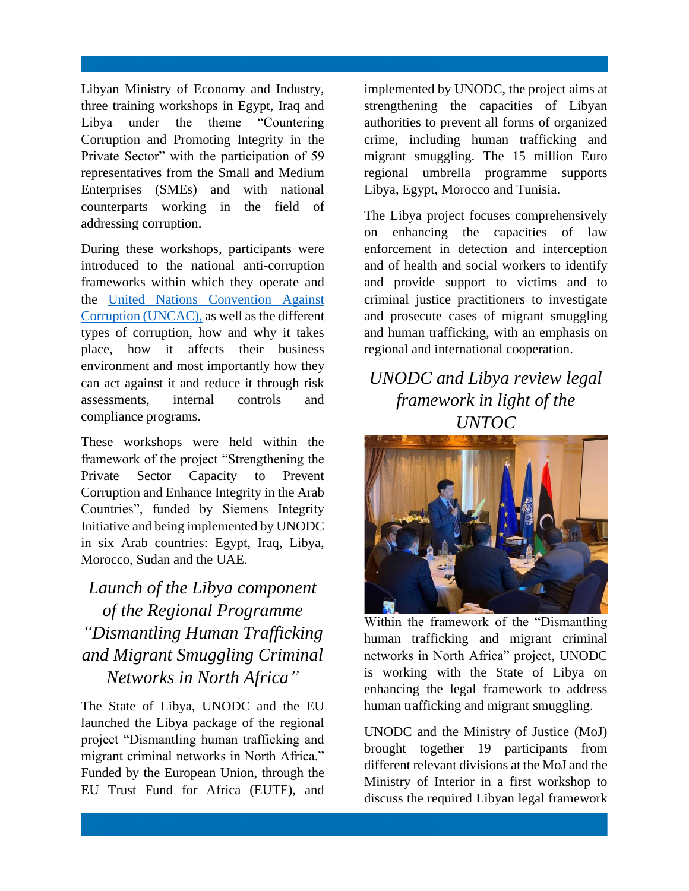Libyan Ministry of Economy and Industry, three training workshops in Egypt, Iraq and Libya under the theme "Countering Corruption and Promoting Integrity in the Private Sector" with the participation of 59 representatives from the Small and Medium Enterprises (SMEs) and with national counterparts working in the field of addressing corruption.

During these workshops, participants were introduced to the national anti-corruption frameworks within which they operate and the [United Nations Convention Against Corruption (UNCAC),]() as well as the different types of corruption, how and why it takes place, how it affects their business environment and most importantly how they can act against it and reduce it through risk assessments, internal controls and compliance programs.

These workshops were held within the framework of the project "Strengthening the Private Sector Capacity to Prevent Corruption and Enhance Integrity in the Arab Countries", funded by Siemens Integrity Initiative and being implemented by UNODC in six Arab countries: Egypt, Iraq, Libya, Morocco, Sudan and the UAE.

## *Launch of the Libya component of the Regional Programme "Dismantling Human Trafficking and Migrant Smuggling Criminal Networks in North Africa"*

The State of Libya, UNODC and the EU launched the Libya package of the regional project "Dismantling human trafficking and migrant criminal networks in North Africa." Funded by the European Union, through the EU Trust Fund for Africa (EUTF), and implemented by UNODC, the project aims at strengthening the capacities of Libyan authorities to prevent all forms of organized crime, including human trafficking and migrant smuggling. The 15 million Euro regional umbrella programme supports Libya, Egypt, Morocco and Tunisia.

The Libya project focuses comprehensively on enhancing the capacities of law enforcement in detection and interception and of health and social workers to identify and provide support to victims and to criminal justice practitioners to investigate and prosecute cases of migrant smuggling and human trafficking, with an emphasis on regional and international cooperation.

## *UNODC and Libya review legal framework in light of the UNTOC*

Within the framework of the "Dismantling human trafficking and migrant criminal networks in North Africa" project, UNODC is working with the State of Libya on enhancing the legal framework to address human trafficking and migrant smuggling.

UNODC and the Ministry of Justice (MoJ) brought together 19 participants from different relevant divisions at the MoJ and the Ministry of Interior in a first workshop to discuss the required Libyan legal framework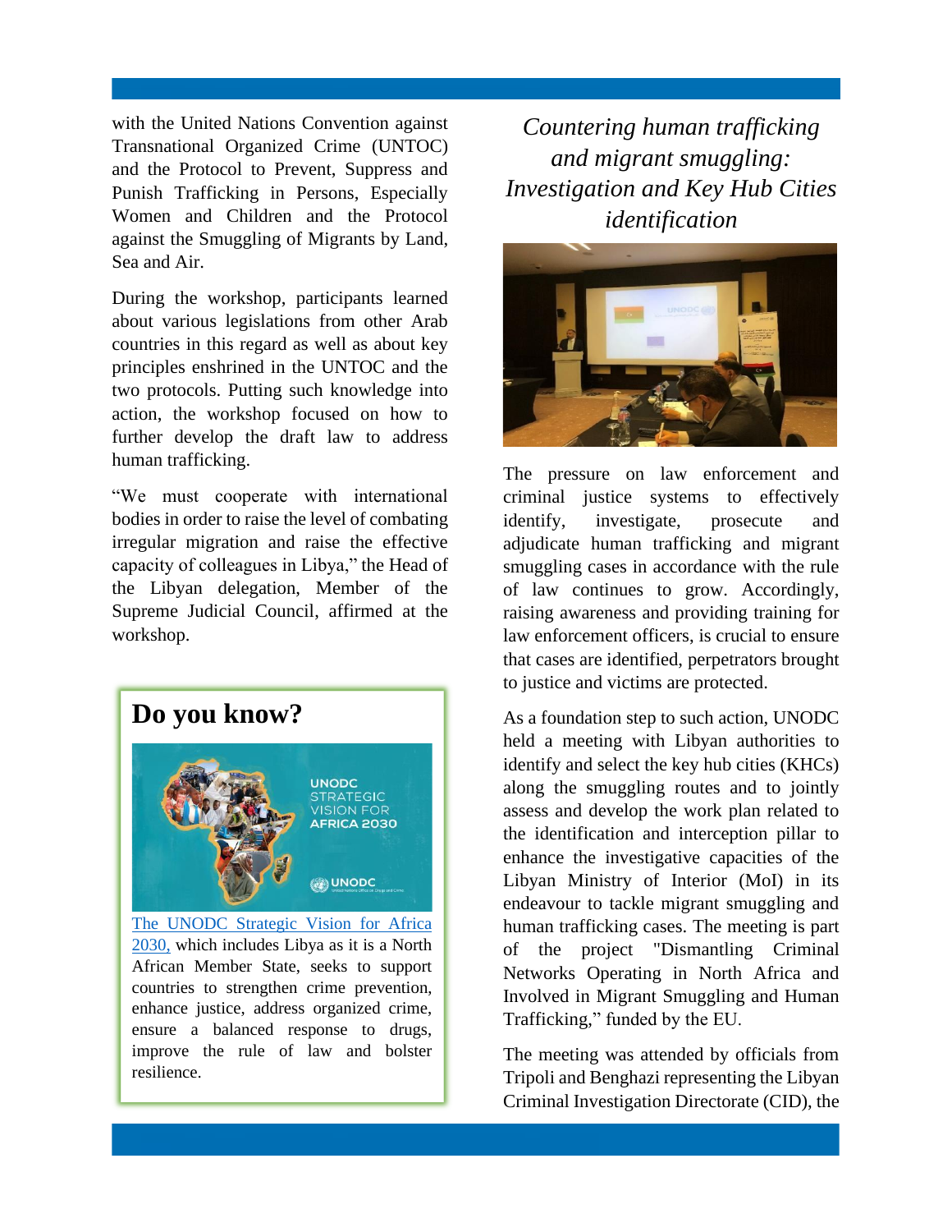with the United Nations Convention against Transnational Organized Crime (UNTOC) and the Protocol to Prevent, Suppress and Punish Trafficking in Persons, Especially Women and Children and the Protocol against the Smuggling of Migrants by Land, Sea and Air.

During the workshop, participants learned about various legislations from other Arab countries in this regard as well as about key principles enshrined in the UNTOC and the two protocols. Putting such knowledge into action, the workshop focused on how to further develop the draft law to address human trafficking.

"We must cooperate with international bodies in order to raise the level of combating irregular migration and raise the effective capacity of colleagues in Libya," the Head of the Libyan delegation, Member of the Supreme Judicial Council, affirmed at the workshop.

## Do you know?

[The UNODC Strategic Vision for Africa 2030,](#) which includes Libya as it is a North African Member State, seeks to support countries to strengthen crime prevention, enhance justice, address organized crime, ensure a balanced response to drugs, improve the rule of law and bolster resilience.

## *Countering human trafficking and migrant smuggling: Investigation and Key Hub Cities identification*

The pressure on law enforcement and criminal justice systems to effectively identify, investigate, prosecute and adjudicate human trafficking and migrant smuggling cases in accordance with the rule of law continues to grow. Accordingly, raising awareness and providing training for law enforcement officers, is crucial to ensure that cases are identified, perpetrators brought to justice and victims are protected.

As a foundation step to such action, UNODC held a meeting with Libyan authorities to identify and select the key hub cities (KHCs) along the smuggling routes and to jointly assess and develop the work plan related to the identification and interception pillar to enhance the investigative capacities of the Libyan Ministry of Interior (MoI) in its endeavour to tackle migrant smuggling and human trafficking cases. The meeting is part of the project "Dismantling Criminal Networks Operating in North Africa and Involved in Migrant Smuggling and Human Trafficking," funded by the EU.

The meeting was attended by officials from Tripoli and Benghazi representing the Libyan Criminal Investigation Directorate (CID), the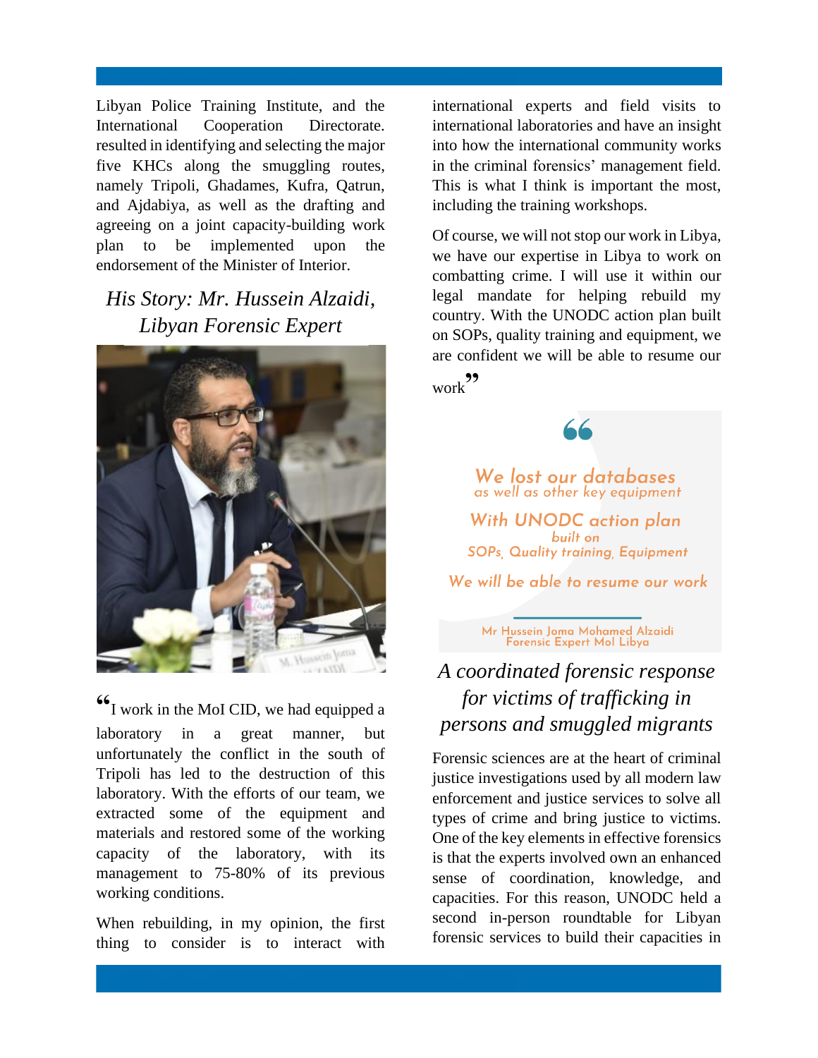Libyan Police Training Institute, and the International Cooperation Directorate. resulted in identifying and selecting the major five KHCs along the smuggling routes, namely Tripoli, Ghadames, Kufra, Qatrun, and Ajdabiya, as well as the drafting and agreeing on a joint capacity-building work plan to be implemented upon the endorsement of the Minister of Interior.

## *His Story: Mr. Hussein Alzaidi, Libyan Forensic Expert*

"I work in the MoI CID, we had equipped a laboratory in a great manner, but unfortunately the conflict in the south of Tripoli has led to the destruction of this laboratory. With the efforts of our team, we extracted some of the equipment and materials and restored some of the working capacity of the laboratory, with its management to 75-80% of its previous working conditions.

When rebuilding, in my opinion, the first thing to consider is to interact with international experts and field visits to international laboratories and have an insight into how the international community works in the criminal forensics' management field. This is what I think is important the most, including the training workshops.

Of course, we will not stop our work in Libya, we have our expertise in Libya to work on combatting crime. I will use it within our legal mandate for helping rebuild my country. With the UNODC action plan built on SOPs, quality training and equipment, we are confident we will be able to resume our work"

> **We lost our databases**
> as well as other key equipment
>
> **With UNODC action plan**
> built on
> SOPs, Quality training, Equipment
>
> **We will be able to resume our work**
>
> Mr Hussein Joma Mohamed Alzaidi
> Forensic Expert MoI Libya

## *A coordinated forensic response for victims of trafficking in persons and smuggled migrants*

Forensic sciences are at the heart of criminal justice investigations used by all modern law enforcement and justice services to solve all types of crime and bring justice to victims. One of the key elements in effective forensics is that the experts involved own an enhanced sense of coordination, knowledge, and capacities. For this reason, UNODC held a second in-person roundtable for Libyan forensic services to build their capacities in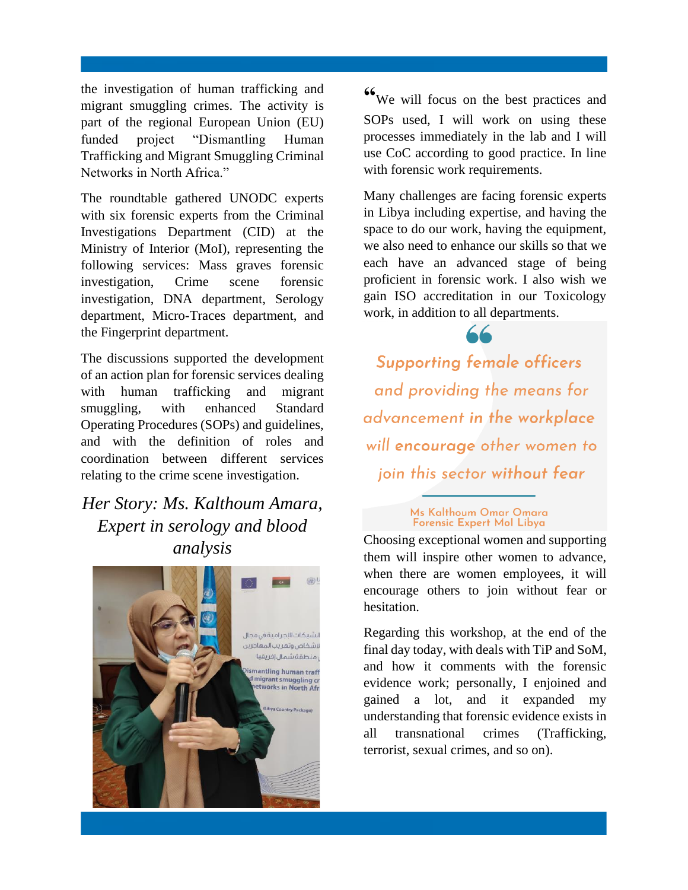the investigation of human trafficking and migrant smuggling crimes. The activity is part of the regional European Union (EU) funded project "Dismantling Human Trafficking and Migrant Smuggling Criminal Networks in North Africa."

The roundtable gathered UNODC experts with six forensic experts from the Criminal Investigations Department (CID) at the Ministry of Interior (MoI), representing the following services: Mass graves forensic investigation, Crime scene forensic investigation, DNA department, Serology department, Micro-Traces department, and the Fingerprint department.

The discussions supported the development of an action plan for forensic services dealing with human trafficking and migrant smuggling, with enhanced Standard Operating Procedures (SOPs) and guidelines, and with the definition of roles and coordination between different services relating to the crime scene investigation.

## *Her Story: Ms. Kalthoum Amara, Expert in serology and blood analysis*

"We will focus on the best practices and SOPs used, I will work on using these processes immediately in the lab and I will use CoC according to good practice. In line with forensic work requirements.

Many challenges are facing forensic experts in Libya including expertise, and having the space to do our work, having the equipment, we also need to enhance our skills so that we each have an advanced stage of being proficient in forensic work. I also wish we gain ISO accreditation in our Toxicology work, in addition to all departments.

> *Supporting female officers and providing the means for advancement in the workplace will encourage other women to join this sector without fear*
>
> Ms Kalthoum Omar Omara
> Forensic Expert MoI Libya

Choosing exceptional women and supporting them will inspire other women to advance, when there are women employees, it will encourage others to join without fear or hesitation.

Regarding this workshop, at the end of the final day today, with deals with TiP and SoM, and how it comments with the forensic evidence work; personally, I enjoined and gained a lot, and it expanded my understanding that forensic evidence exists in all transnational crimes (Trafficking, terrorist, sexual crimes, and so on).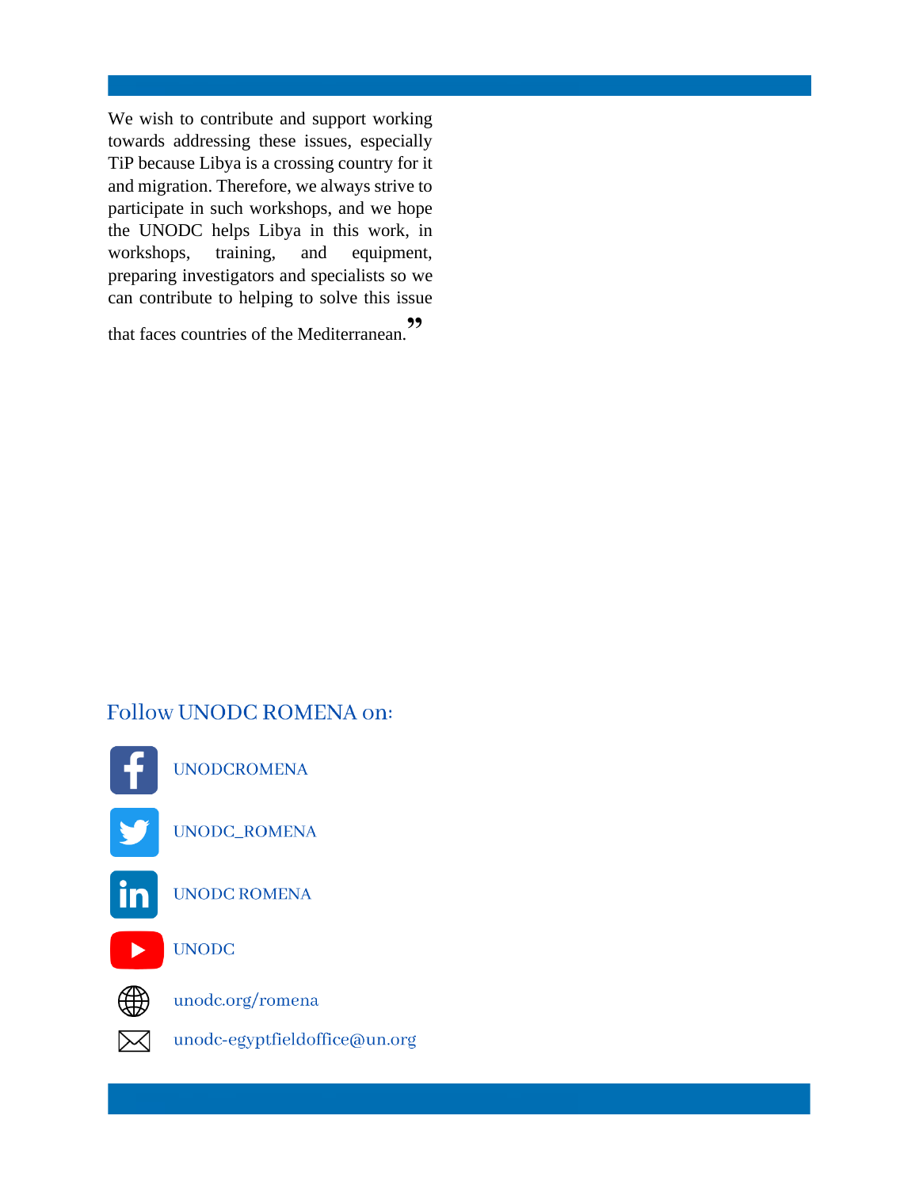We wish to contribute and support working towards addressing these issues, especially TiP because Libya is a crossing country for it and migration. Therefore, we always strive to participate in such workshops, and we hope the UNODC helps Libya in this work, in workshops, training, and equipment, preparing investigators and specialists so we can contribute to helping to solve this issue that faces countries of the Mediterranean.”

## Follow UNODC ROMENA on:

UNODCROMENA

UNODC_ROMENA

UNODC ROMENA

UNODC

unodc.org/romena

unodc-egyptfieldoffice@un.org